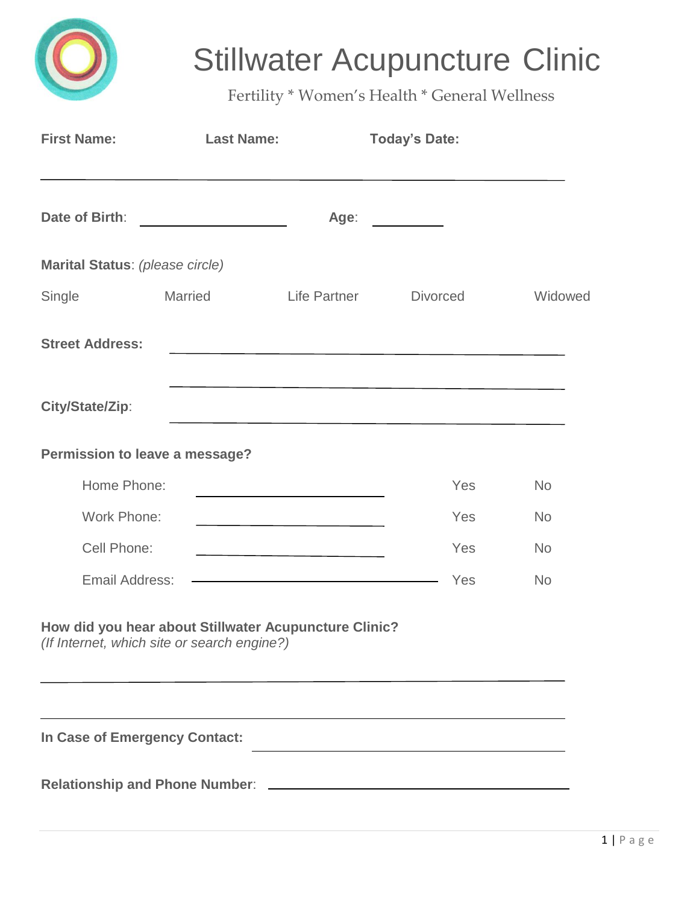# Stillwater Acupuncture Clinic

Fertility * Women's Health * General Wellness

**First Name:** **Last Name:** **Today's Date:**

______________________________________________________________

**Date of Birth**: ____________________ **Age**: __________

**Marital Status**: *(please circle)*

Single Married Life Partner Divorced Widowed

**Street Address:** ______________________________________________

______________________________________________

**City/State/Zip**: ______________________________________________

**Permission to leave a message?**

| | | | |
|---|---|---|---|
| Home Phone: | ____________________ | Yes | No |
| Work Phone: | ____________________ | Yes | No |
| Cell Phone: | ____________________ | Yes | No |
| Email Address: | ____________________ | Yes | No |

**How did you hear about Stillwater Acupuncture Clinic?**
*(If Internet, which site or search engine?)*

______________________________________________________________

______________________________________________________________

**In Case of Emergency Contact:** ______________________________

**Relationship and Phone Number**: ______________________________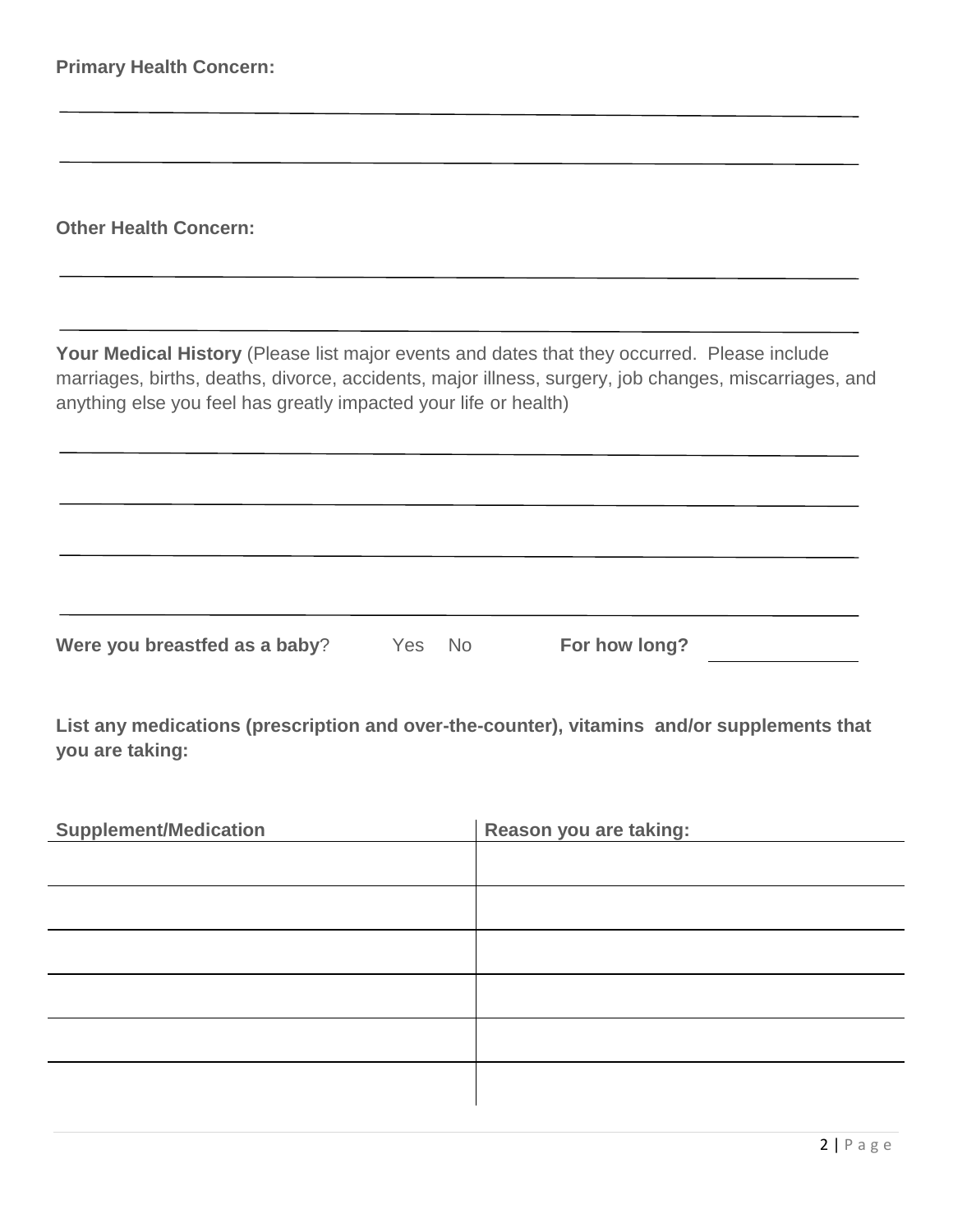**Primary Health Concern:**

______________________________________________________________________________

______________________________________________________________________________

**Other Health Concern:**

______________________________________________________________________________

______________________________________________________________________________

**Your Medical History** (Please list major events and dates that they occurred. Please include marriages, births, deaths, divorce, accidents, major illness, surgery, job changes, miscarriages, and anything else you feel has greatly impacted your life or health)

______________________________________________________________________________

______________________________________________________________________________

______________________________________________________________________________

______________________________________________________________________________

**Were you breastfed as a baby**? Yes No **For how long?** ____________

**List any medications (prescription and over-the-counter), vitamins and/or supplements that you are taking:**

| Supplement/Medication | Reason you are taking: |
| --- | --- |
| | |
| | |
| | |
| | |
| | |
| | |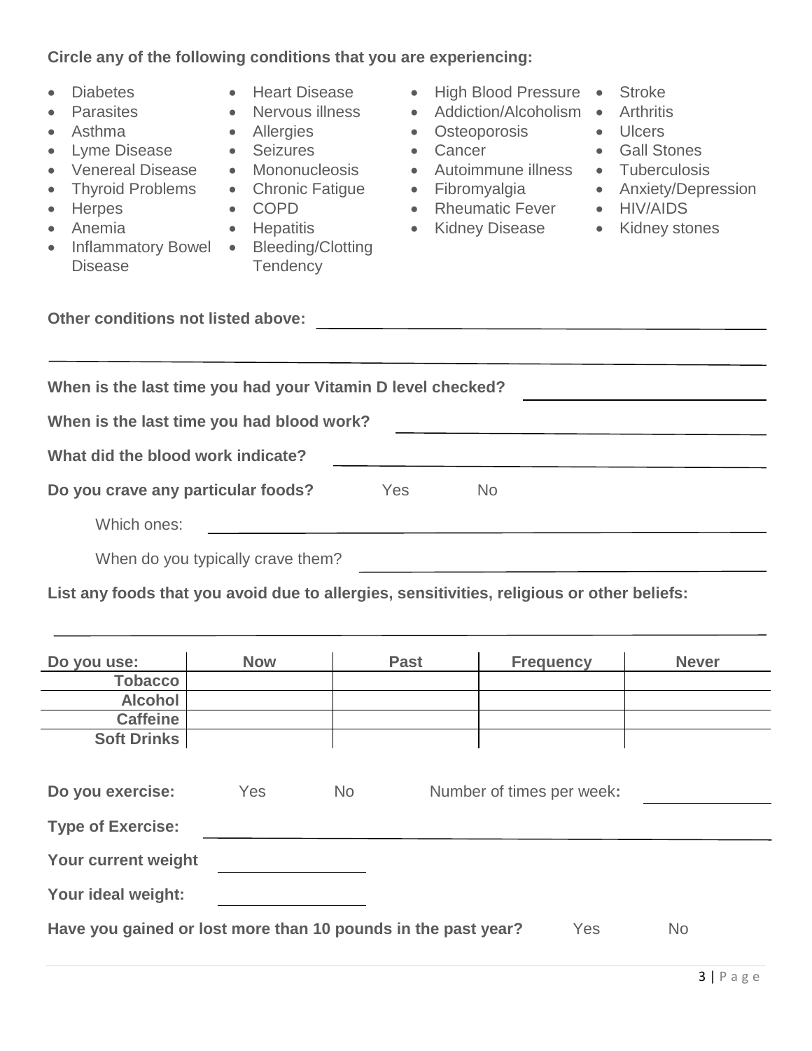**Circle any of the following conditions that you are experiencing:**

- Diabetes
- Parasites
- Asthma
- Lyme Disease
- Venereal Disease
- Thyroid Problems
- Herpes
- Anemia
- Inflammatory Bowel Disease
- Heart Disease
- Nervous illness
- Allergies
- Seizures
- Mononucleosis
- Chronic Fatigue
- COPD
- Hepatitis
- Bleeding/Clotting Tendency
- High Blood Pressure
- Addiction/Alcoholism
- Osteoporosis
- Cancer
- Autoimmune illness
- Fibromyalgia
- Rheumatic Fever
- Kidney Disease
- Stroke
- Arthritis
- Ulcers
- Gall Stones
- Tuberculosis
- Anxiety/Depression
- HIV/AIDS
- Kidney stones

**Other conditions not listed above:** ______________________________

______________________________________________________________

**When is the last time you had your Vitamin D level checked?** ______________

**When is the last time you had blood work?** ______________________

**What did the blood work indicate?** ______________________________

**Do you crave any particular foods?** Yes No

Which ones: ______________________________

When do you typically crave them? ______________________________

**List any foods that you avoid due to allergies, sensitivities, religious or other beliefs:**

______________________________________________________________

| Do you use: | Now | Past | Frequency | Never |
|---|---|---|---|---|
| **Tobacco** | | | | |
| **Alcohol** | | | | |
| **Caffeine** | | | | |
| **Soft Drinks** | | | | |

**Do you exercise:** Yes No Number of times per week**:** __________

**Type of Exercise:** ______________________________

**Your current weight** __________

**Your ideal weight:** __________

**Have you gained or lost more than 10 pounds in the past year?** Yes No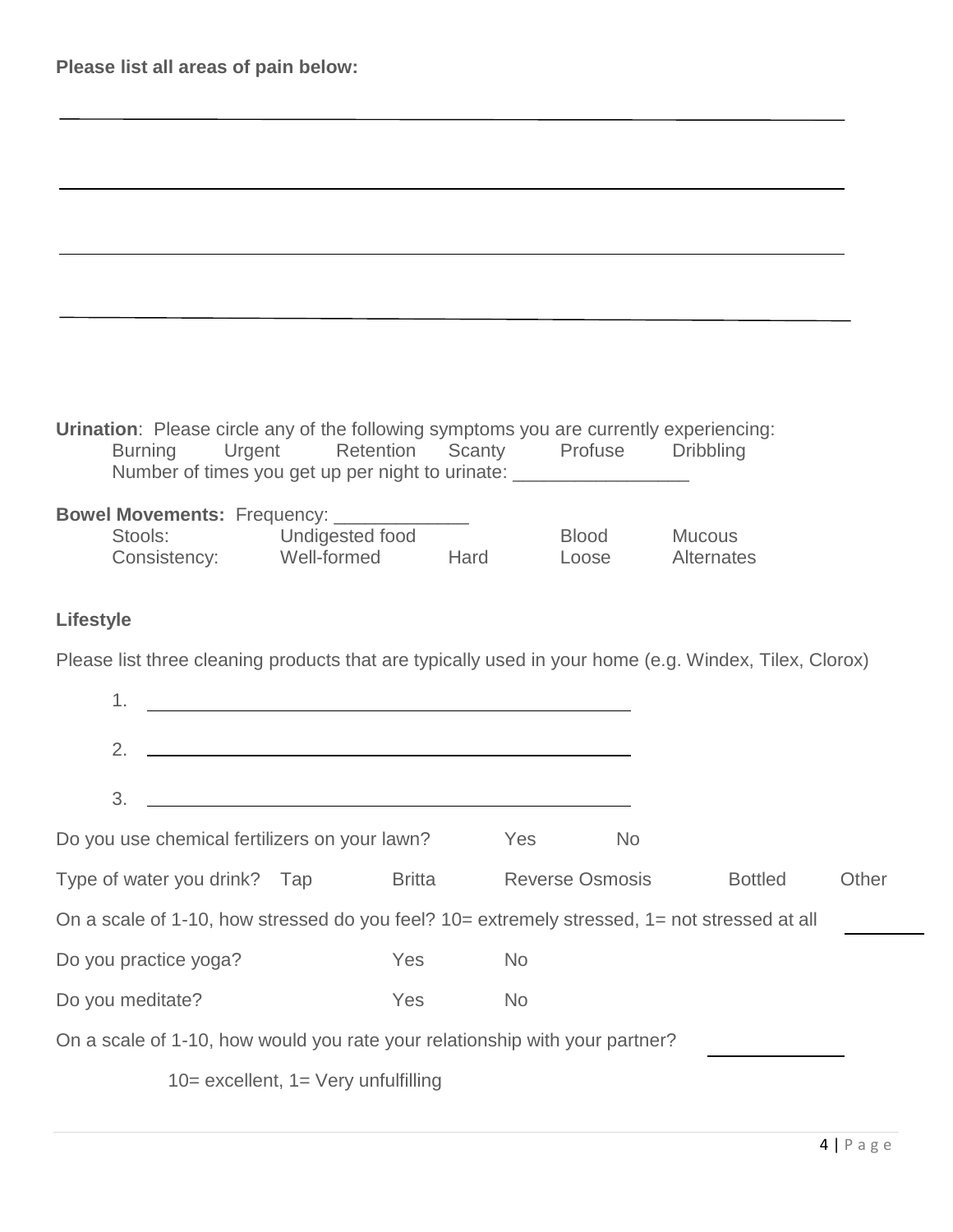**Please list all areas of pain below:**

\_\_\_\_\_\_\_\_\_\_\_\_\_\_\_\_\_\_\_\_\_\_\_\_\_\_\_\_\_\_\_\_\_\_\_\_\_\_\_\_\_\_\_\_\_\_\_\_\_\_\_\_\_\_\_\_\_\_\_\_

\_\_\_\_\_\_\_\_\_\_\_\_\_\_\_\_\_\_\_\_\_\_\_\_\_\_\_\_\_\_\_\_\_\_\_\_\_\_\_\_\_\_\_\_\_\_\_\_\_\_\_\_\_\_\_\_\_\_\_\_

\_\_\_\_\_\_\_\_\_\_\_\_\_\_\_\_\_\_\_\_\_\_\_\_\_\_\_\_\_\_\_\_\_\_\_\_\_\_\_\_\_\_\_\_\_\_\_\_\_\_\_\_\_\_\_\_\_\_\_\_

\_\_\_\_\_\_\_\_\_\_\_\_\_\_\_\_\_\_\_\_\_\_\_\_\_\_\_\_\_\_\_\_\_\_\_\_\_\_\_\_\_\_\_\_\_\_\_\_\_\_\_\_\_\_\_\_\_\_\_\_

**Urination**: Please circle any of the following symptoms you are currently experiencing:

Burning Urgent Retention Scanty Profuse Dribbling

Number of times you get up per night to urinate: \_\_\_\_\_\_\_\_\_\_\_\_\_\_\_\_\_

**Bowel Movements:** Frequency: \_\_\_\_\_\_\_\_\_\_\_\_\_

Stools: Undigested food Blood Mucous

Consistency: Well-formed Hard Loose Alternates

**Lifestyle**

Please list three cleaning products that are typically used in your home (e.g. Windex, Tilex, Clorox)

1. \_\_\_\_\_\_\_\_\_\_\_\_\_\_\_\_\_\_\_\_\_\_\_\_\_\_\_\_\_\_\_\_\_\_\_\_\_\_\_\_
2. \_\_\_\_\_\_\_\_\_\_\_\_\_\_\_\_\_\_\_\_\_\_\_\_\_\_\_\_\_\_\_\_\_\_\_\_\_\_\_\_
3. \_\_\_\_\_\_\_\_\_\_\_\_\_\_\_\_\_\_\_\_\_\_\_\_\_\_\_\_\_\_\_\_\_\_\_\_\_\_\_\_

Do you use chemical fertilizers on your lawn? Yes No

Type of water you drink? Tap Britta Reverse Osmosis Bottled Other

On a scale of 1-10, how stressed do you feel? 10= extremely stressed, 1= not stressed at all \_\_\_\_\_\_\_\_

Do you practice yoga? Yes No

Do you meditate? Yes No

On a scale of 1-10, how would you rate your relationship with your partner? \_\_\_\_\_\_\_\_\_\_\_\_

10= excellent, 1= Very unfulfilling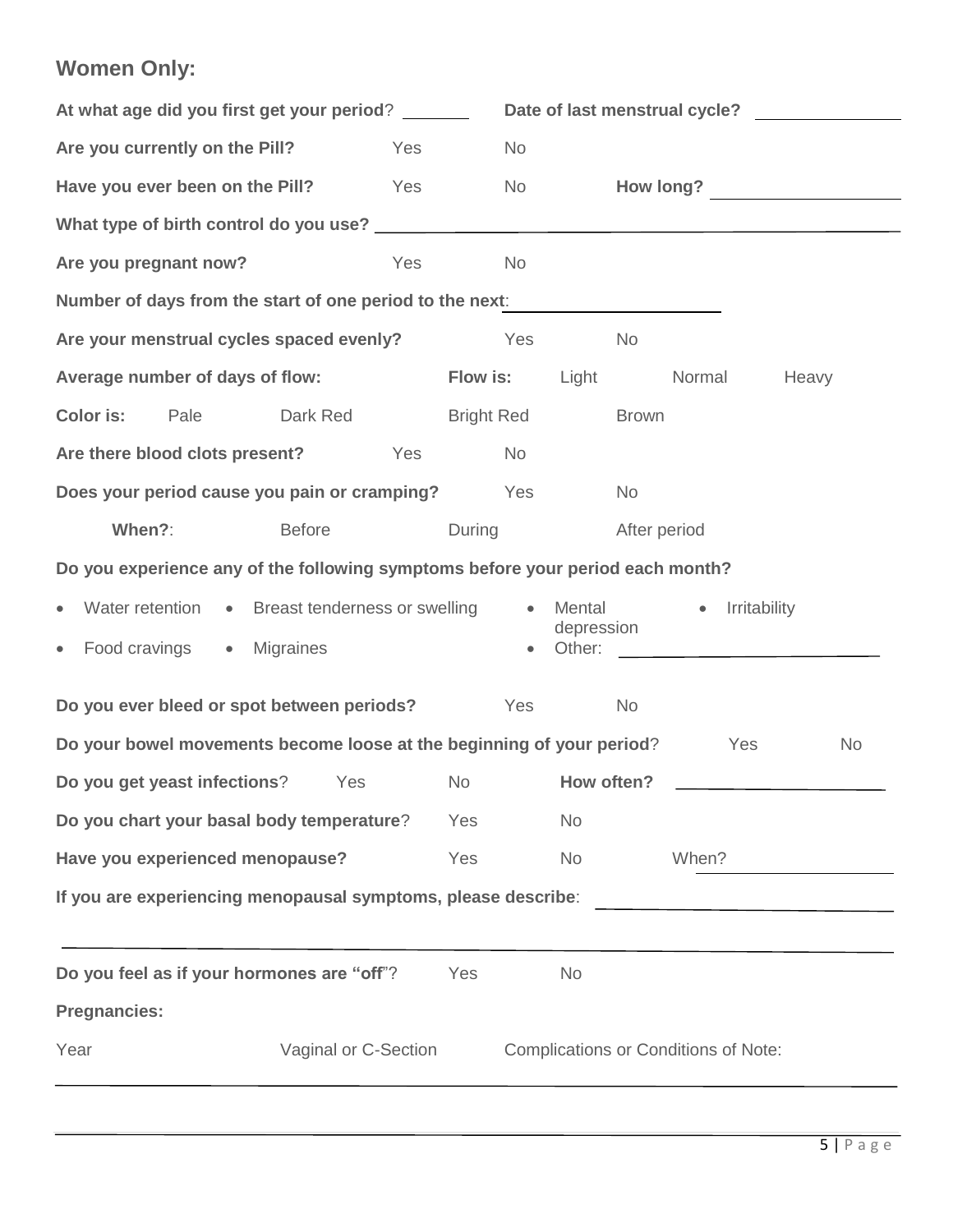## Women Only:

**At what age did you first get your period**? _______ **Date of last menstrual cycle?** ____________

**Are you currently on the Pill?** Yes No

**Have you ever been on the Pill?** Yes No **How long?** ____________

**What type of birth control do you use?** ____________________________________________

**Are you pregnant now?** Yes No

**Number of days from the start of one period to the next**: ____________

**Are your menstrual cycles spaced evenly?** Yes No

**Average number of days of flow:** **Flow is:** Light Normal Heavy

**Color is:** Pale Dark Red Bright Red Brown

**Are there blood clots present?** Yes No

**Does your period cause you pain or cramping?** Yes No

**When?**: Before During After period

**Do you experience any of the following symptoms before your period each month?**

- Water retention
- Breast tenderness or swelling
- Mental depression
- Irritability
- Food cravings
- Migraines
- Other: ____________________

**Do you ever bleed or spot between periods?** Yes No

**Do your bowel movements become loose at the beginning of your period**? Yes No

**Do you get yeast infections**? Yes No **How often?** ____________

**Do you chart your basal body temperature**? Yes No

**Have you experienced menopause?** Yes No When? ____________

**If you are experiencing menopausal symptoms, please describe**: ____________________

______________________________________________________________________

**Do you feel as if your hormones are "off"**? Yes No

**Pregnancies:**

| Year | Vaginal or C-Section | Complications or Conditions of Note: |
|---|---|---|
| | | |
| | | |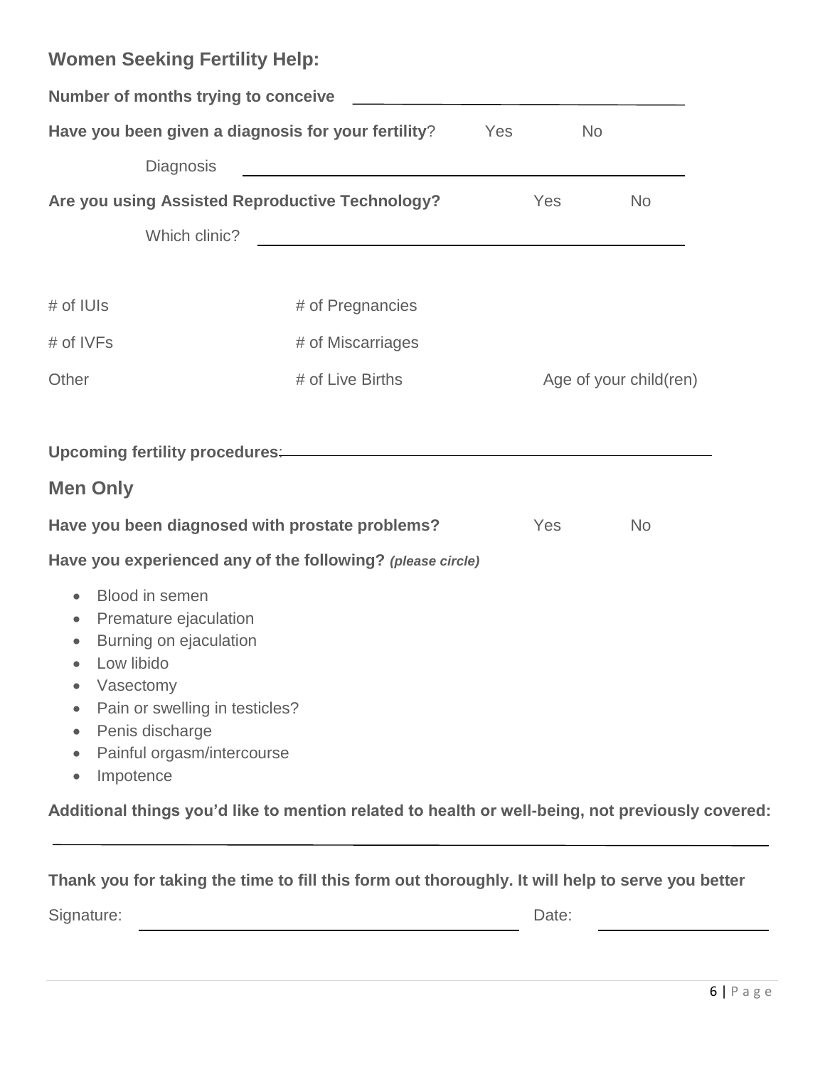## Women Seeking Fertility Help:

**Number of months trying to conceive** ______________________________

**Have you been given a diagnosis for your fertility**? Yes No

Diagnosis ______________________________

**Are you using Assisted Reproductive Technology?** Yes No

Which clinic? ______________________________

| | | |
|---|---|---|
| # of IUIs | # of Pregnancies | |
| # of IVFs | # of Miscarriages | |
| Other | # of Live Births | Age of your child(ren) |

**Upcoming fertility procedures**: ______________________________

## Men Only

**Have you been diagnosed with prostate problems?** Yes No

**Have you experienced any of the following?** ***(please circle)***

- Blood in semen
- Premature ejaculation
- Burning on ejaculation
- Low libido
- Vasectomy
- Pain or swelling in testicles?
- Penis discharge
- Painful orgasm/intercourse
- Impotence

**Additional things you'd like to mention related to health or well-being, not previously covered:**

______________________________

**Thank you for taking the time to fill this form out thoroughly. It will help to serve you better**

Signature: ______________________________ Date: ______________